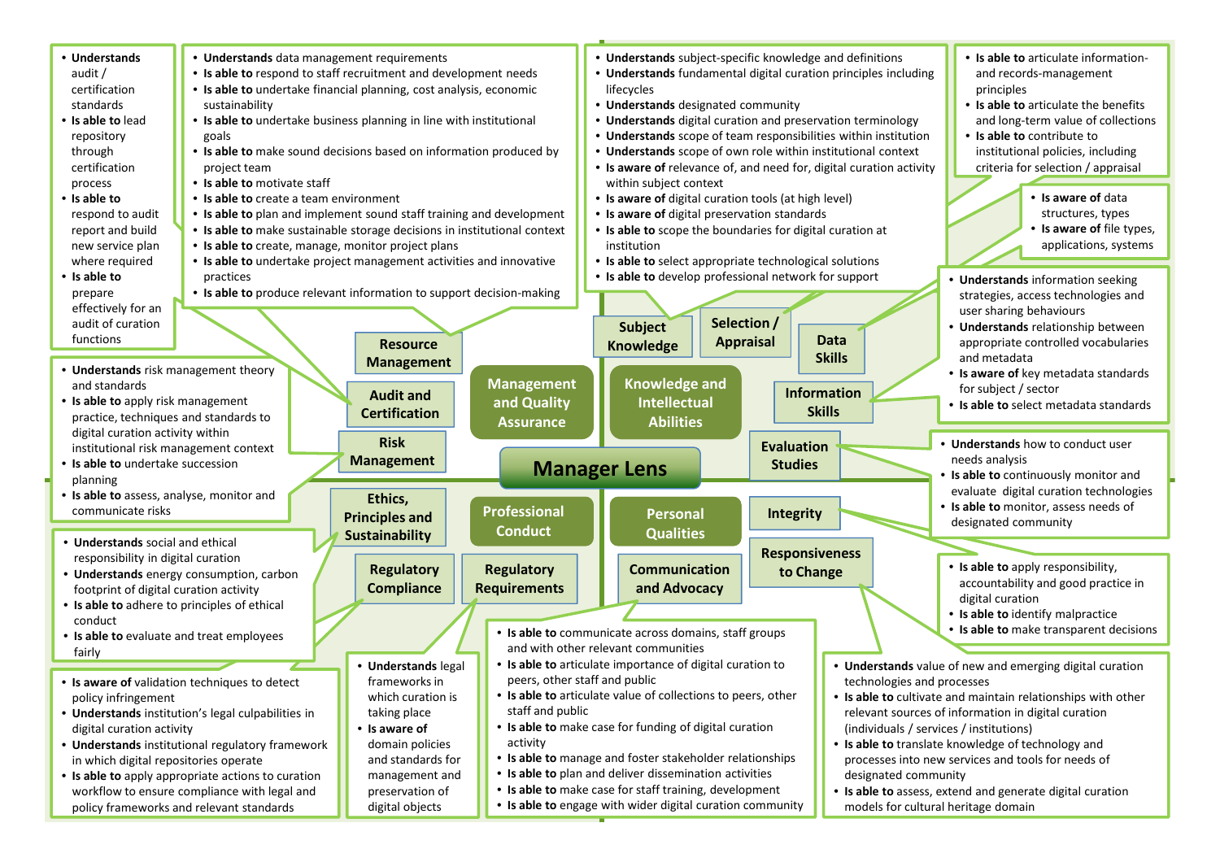# Manager Lens

## Management and Quality Assurance

### Audit and Certification

- **Understands** audit / certification standards
- **Is able to** lead repository through certification process
- **Is able to** respond to audit report and build new service plan where required
- **Is able to** prepare effectively for an audit of curation functions

### Resource Management

- **Understands** data management requirements
- **Is able to** respond to staff recruitment and development needs
- **Is able to** undertake financial planning, cost analysis, economic sustainability
- **Is able to** undertake business planning in line with institutional goals
- **Is able to** make sound decisions based on information produced by project team
- **Is able to** motivate staff
- **Is able to** create a team environment
- **Is able to** plan and implement sound staff training and development
- **Is able to** make sustainable storage decisions in institutional context
- **Is able to** create, manage, monitor project plans
- **Is able to** undertake project management activities and innovative practices
- **Is able to** produce relevant information to support decision-making

### Risk Management

- **Understands** risk management theory and standards
- **Is able to** apply risk management practice, techniques and standards to digital curation activity within institutional risk management context
- **Is able to** undertake succession planning
- **Is able to** assess, analyse, monitor and communicate risks

## Knowledge and Intellectual Abilities

### Subject Knowledge

- **Understands** subject-specific knowledge and definitions
- **Understands** fundamental digital curation principles including lifecycles
- **Understands** designated community
- **Understands** digital curation and preservation terminology
- **Understands** scope of team responsibilities within institution
- **Understands** scope of own role within institutional context
- **Is aware of** relevance of, and need for, digital curation activity within subject context
- **Is aware of** digital curation tools (at high level)
- **Is aware of** digital preservation standards
- **Is able to** scope the boundaries for digital curation at institution
- **Is able to** select appropriate technological solutions
- **Is able to** develop professional network for support

### Selection / Appraisal

- **Is able to** articulate information- and records-management principles
- **Is able to** articulate the benefits and long-term value of collections
- **Is able to** contribute to institutional policies, including criteria for selection / appraisal

### Data Skills

- **Is aware of** data structures, types
- **Is aware of** file types, applications, systems

### Information Skills

- **Understands** information seeking strategies, access technologies and user sharing behaviours
- **Understands** relationship between appropriate controlled vocabularies and metadata
- **Is aware of** key metadata standards for subject / sector
- **Is able to** select metadata standards

### Evaluation Studies

- **Understands** how to conduct user needs analysis
- **Is able to** continuously monitor and evaluate digital curation technologies
- **Is able to** monitor, assess needs of designated community

## Professional Conduct

### Ethics, Principles and Sustainability

- **Understands** social and ethical responsibility in digital curation
- **Understands** energy consumption, carbon footprint of digital curation activity
- **Is able to** adhere to principles of ethical conduct
- **Is able to** evaluate and treat employees fairly

### Regulatory Compliance

- **Is aware of** validation techniques to detect policy infringement
- **Understands** institution's legal culpabilities in digital curation activity
- **Understands** institutional regulatory framework in which digital repositories operate
- **Is able to** apply appropriate actions to curation workflow to ensure compliance with legal and policy frameworks and relevant standards

### Regulatory Requirements

- **Understands** legal frameworks in which curation is taking place
- **Is aware of** domain policies and standards for management and preservation of digital objects

## Personal Qualities

### Communication and Advocacy

- **Is able to** communicate across domains, staff groups and with other relevant communities
- **Is able to** articulate importance of digital curation to peers, other staff and public
- **Is able to** articulate value of collections to peers, other staff and public
- **Is able to** make case for funding of digital curation activity
- **Is able to** manage and foster stakeholder relationships
- **Is able to** plan and deliver dissemination activities
- **Is able to** make case for staff training, development
- **Is able to** engage with wider digital curation community

### Integrity

- **Is able to** apply responsibility, accountability and good practice in digital curation
- **Is able to** identify malpractice
- **Is able to** make transparent decisions

### Responsiveness to Change

- **Understands** value of new and emerging digital curation technologies and processes
- **Is able to** cultivate and maintain relationships with other relevant sources of information in digital curation (individuals / services / institutions)
- **Is able to** translate knowledge of technology and processes into new services and tools for needs of designated community
- **Is able to** assess, extend and generate digital curation models for cultural heritage domain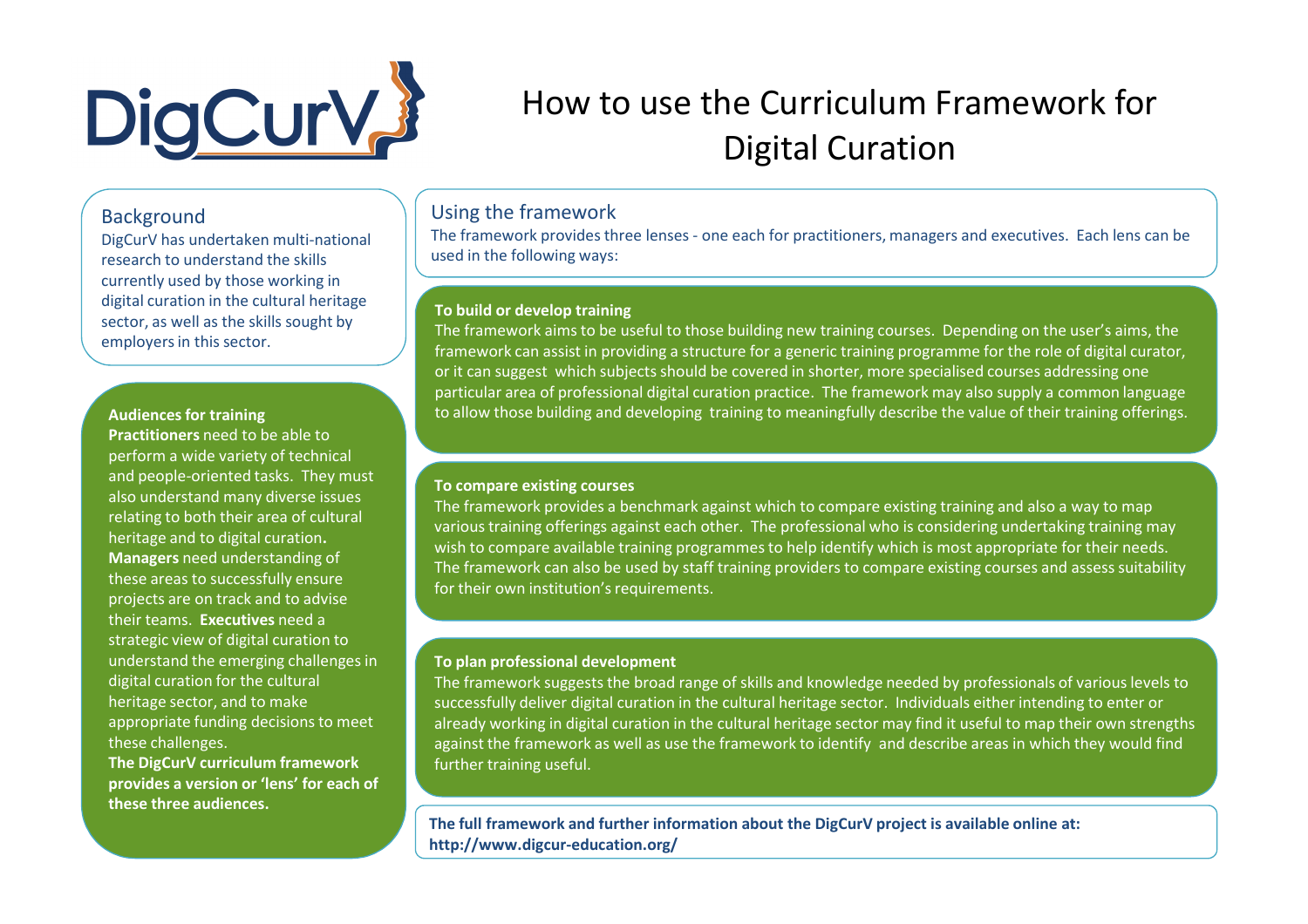# How to use the Curriculum Framework for Digital Curation

## Background

DigCurV has undertaken multi-national research to understand the skills currently used by those working in digital curation in the cultural heritage sector, as well as the skills sought by employers in this sector.

**Audiences for training**

**Practitioners** need to be able to perform a wide variety of technical and people-oriented tasks. They must also understand many diverse issues relating to both their area of cultural heritage and to digital curation**.** **Managers** need understanding of these areas to successfully ensure projects are on track and to advise their teams. **Executives** need a strategic view of digital curation to understand the emerging challenges in digital curation for the cultural heritage sector, and to make appropriate funding decisions to meet these challenges.

**The DigCurV curriculum framework provides a version or 'lens' for each of these three audiences.**

## Using the framework

The framework provides three lenses - one each for practitioners, managers and executives. Each lens can be used in the following ways:

**To build or develop training**

The framework aims to be useful to those building new training courses. Depending on the user's aims, the framework can assist in providing a structure for a generic training programme for the role of digital curator, or it can suggest which subjects should be covered in shorter, more specialised courses addressing one particular area of professional digital curation practice. The framework may also supply a common language to allow those building and developing training to meaningfully describe the value of their training offerings.

**To compare existing courses**

The framework provides a benchmark against which to compare existing training and also a way to map various training offerings against each other. The professional who is considering undertaking training may wish to compare available training programmes to help identify which is most appropriate for their needs. The framework can also be used by staff training providers to compare existing courses and assess suitability for their own institution's requirements.

**To plan professional development**

The framework suggests the broad range of skills and knowledge needed by professionals of various levels to successfully deliver digital curation in the cultural heritage sector. Individuals either intending to enter or already working in digital curation in the cultural heritage sector may find it useful to map their own strengths against the framework as well as use the framework to identify and describe areas in which they would find further training useful.

**The full framework and further information about the DigCurV project is available online at: http://www.digcur-education.org/**